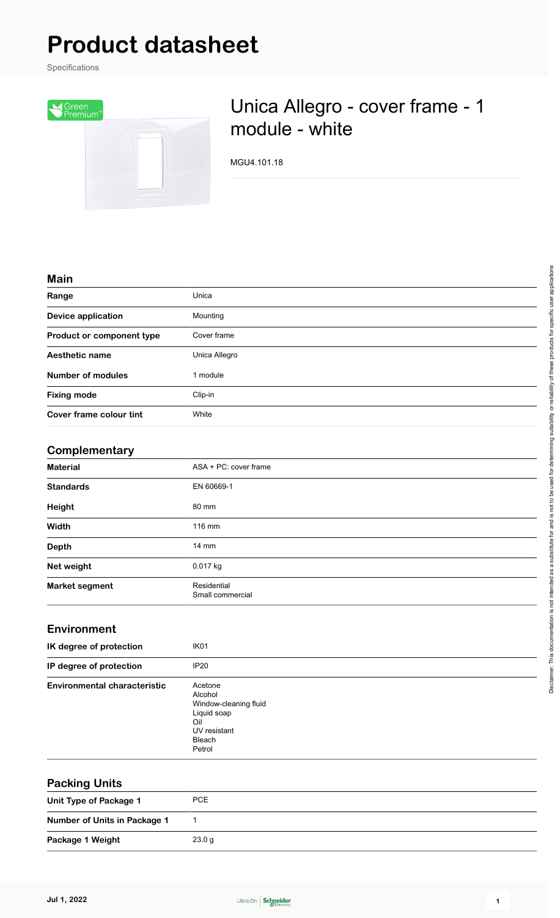# Product datasheet

Specifications

## Unica Allegro - cover frame - 1 module - white

MGU4.101.18

### Main

| | |
|---|---|
| **Range** | Unica |
| **Device application** | Mounting |
| **Product or component type** | Cover frame |
| **Aesthetic name** | Unica Allegro |
| **Number of modules** | 1 module |
| **Fixing mode** | Clip-in |
| **Cover frame colour tint** | White |

### Complementary

| | |
|---|---|
| **Material** | ASA + PC: cover frame |
| **Standards** | EN 60669-1 |
| **Height** | 80 mm |
| **Width** | 116 mm |
| **Depth** | 14 mm |
| **Net weight** | 0.017 kg |
| **Market segment** | Residential<br>Small commercial |

### Environment

| | |
|---|---|
| **IK degree of protection** | IK01 |
| **IP degree of protection** | IP20 |
| **Environmental characteristic** | Acetone<br>Alcohol<br>Window-cleaning fluid<br>Liquid soap<br>Oil<br>UV resistant<br>Bleach<br>Petrol |

### Packing Units

| | |
|---|---|
| **Unit Type of Package 1** | PCE |
| **Number of Units in Package 1** | 1 |
| **Package 1 Weight** | 23.0 g |

Disclaimer: This documentation is not intended as a substitute for and is not to be used for determining suitability or reliability of these products for specific user applications

Jul 1, 2022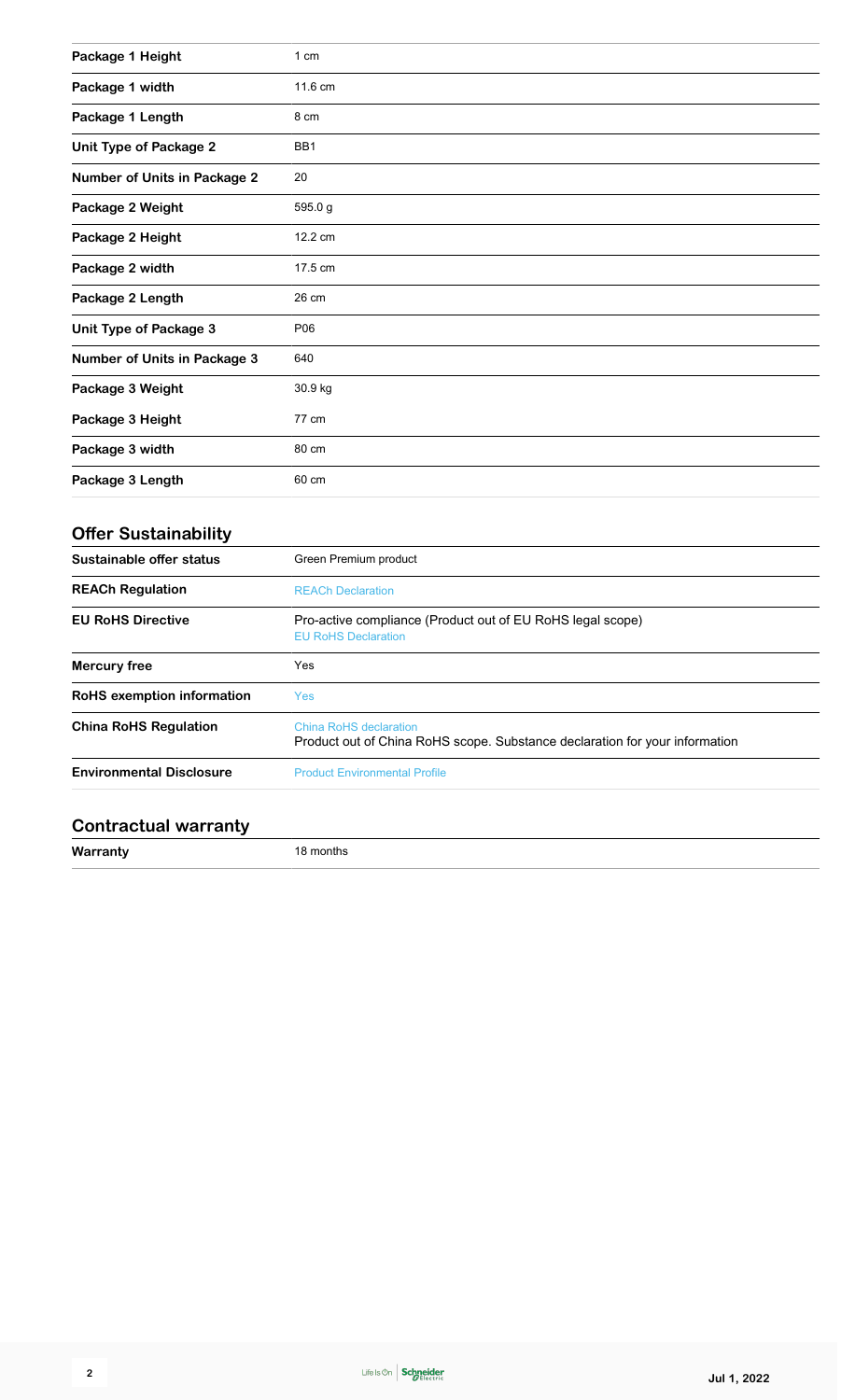| | |
|---|---|
| **Package 1 Height** | 1 cm |
| **Package 1 width** | 11.6 cm |
| **Package 1 Length** | 8 cm |
| **Unit Type of Package 2** | BB1 |
| **Number of Units in Package 2** | 20 |
| **Package 2 Weight** | 595.0 g |
| **Package 2 Height** | 12.2 cm |
| **Package 2 width** | 17.5 cm |
| **Package 2 Length** | 26 cm |
| **Unit Type of Package 3** | P06 |
| **Number of Units in Package 3** | 640 |
| **Package 3 Weight** | 30.9 kg |
| **Package 3 Height** | 77 cm |
| **Package 3 width** | 80 cm |
| **Package 3 Length** | 60 cm |

## Offer Sustainability

| | |
|---|---|
| **Sustainable offer status** | Green Premium product |
| **REACh Regulation** | REACh Declaration |
| **EU RoHS Directive** | Pro-active compliance (Product out of EU RoHS legal scope)<br>EU RoHS Declaration |
| **Mercury free** | Yes |
| **RoHS exemption information** | Yes |
| **China RoHS Regulation** | China RoHS declaration<br>Product out of China RoHS scope. Substance declaration for your information |
| **Environmental Disclosure** | Product Environmental Profile |

## Contractual warranty

| | |
|---|---|
| **Warranty** | 18 months |